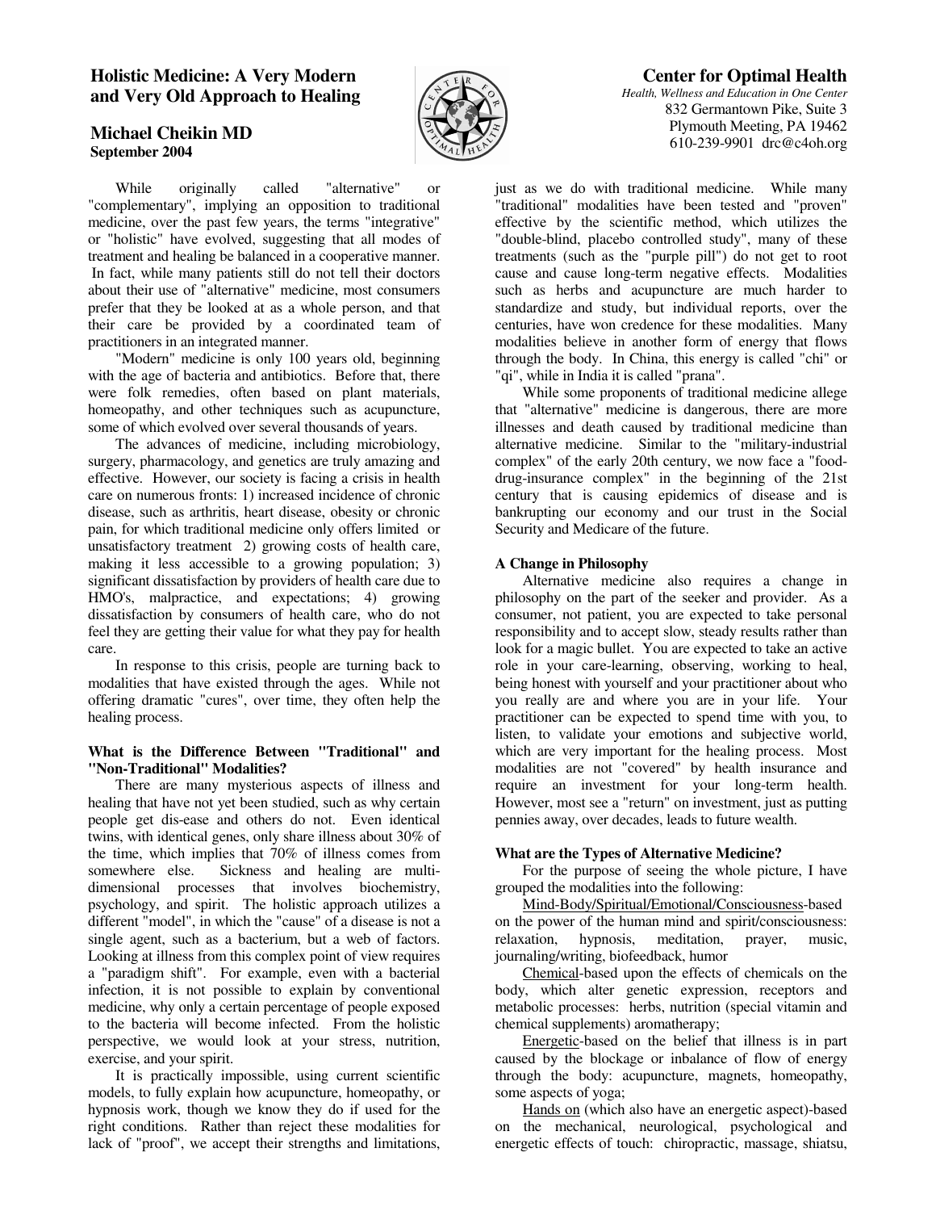# Holistic Medicine: A Very Modern and Very Old Approach to Healing

## Michael Cheikin MD

**September 2004**

**Center for Optimal Health**
*Health, Wellness and Education in One Center*
832 Germantown Pike, Suite 3
Plymouth Meeting, PA 19462
610-239-9901 drc@c4oh.org

While originally called "alternative" or "complementary", implying an opposition to traditional medicine, over the past few years, the terms "integrative" or "holistic" have evolved, suggesting that all modes of treatment and healing be balanced in a cooperative manner. In fact, while many patients still do not tell their doctors about their use of "alternative" medicine, most consumers prefer that they be looked at as a whole person, and that their care be provided by a coordinated team of practitioners in an integrated manner.

"Modern" medicine is only 100 years old, beginning with the age of bacteria and antibiotics. Before that, there were folk remedies, often based on plant materials, homeopathy, and other techniques such as acupuncture, some of which evolved over several thousands of years.

The advances of medicine, including microbiology, surgery, pharmacology, and genetics are truly amazing and effective. However, our society is facing a crisis in health care on numerous fronts: 1) increased incidence of chronic disease, such as arthritis, heart disease, obesity or chronic pain, for which traditional medicine only offers limited or unsatisfactory treatment 2) growing costs of health care, making it less accessible to a growing population; 3) significant dissatisfaction by providers of health care due to HMO's, malpractice, and expectations; 4) growing dissatisfaction by consumers of health care, who do not feel they are getting their value for what they pay for health care.

In response to this crisis, people are turning back to modalities that have existed through the ages. While not offering dramatic "cures", over time, they often help the healing process.

### What is the Difference Between "Traditional" and "Non-Traditional" Modalities?

There are many mysterious aspects of illness and healing that have not yet been studied, such as why certain people get dis-ease and others do not. Even identical twins, with identical genes, only share illness about 30% of the time, which implies that 70% of illness comes from somewhere else. Sickness and healing are multi-dimensional processes that involves biochemistry, psychology, and spirit. The holistic approach utilizes a different "model", in which the "cause" of a disease is not a single agent, such as a bacterium, but a web of factors. Looking at illness from this complex point of view requires a "paradigm shift". For example, even with a bacterial infection, it is not possible to explain by conventional medicine, why only a certain percentage of people exposed to the bacteria will become infected. From the holistic perspective, we would look at your stress, nutrition, exercise, and your spirit.

It is practically impossible, using current scientific models, to fully explain how acupuncture, homeopathy, or hypnosis work, though we know they do if used for the right conditions. Rather than reject these modalities for lack of "proof", we accept their strengths and limitations, just as we do with traditional medicine. While many "traditional" modalities have been tested and "proven" effective by the scientific method, which utilizes the "double-blind, placebo controlled study", many of these treatments (such as the "purple pill") do not get to root cause and cause long-term negative effects. Modalities such as herbs and acupuncture are much harder to standardize and study, but individual reports, over the centuries, have won credence for these modalities. Many modalities believe in another form of energy that flows through the body. In China, this energy is called "chi" or "qi", while in India it is called "prana".

While some proponents of traditional medicine allege that "alternative" medicine is dangerous, there are more illnesses and death caused by traditional medicine than alternative medicine. Similar to the "military-industrial complex" of the early 20th century, we now face a "food-drug-insurance complex" in the beginning of the 21st century that is causing epidemics of disease and is bankrupting our economy and our trust in the Social Security and Medicare of the future.

### A Change in Philosophy

Alternative medicine also requires a change in philosophy on the part of the seeker and provider. As a consumer, not patient, you are expected to take personal responsibility and to accept slow, steady results rather than look for a magic bullet. You are expected to take an active role in your care-learning, observing, working to heal, being honest with yourself and your practitioner about who you really are and where you are in your life. Your practitioner can be expected to spend time with you, to listen, to validate your emotions and subjective world, which are very important for the healing process. Most modalities are not "covered" by health insurance and require an investment for your long-term health. However, most see a "return" on investment, just as putting pennies away, over decades, leads to future wealth.

### What are the Types of Alternative Medicine?

For the purpose of seeing the whole picture, I have grouped the modalities into the following:

Mind-Body/Spiritual/Emotional/Consciousness-based on the power of the human mind and spirit/consciousness: relaxation, hypnosis, meditation, prayer, music, journaling/writing, biofeedback, humor

Chemical-based upon the effects of chemicals on the body, which alter genetic expression, receptors and metabolic processes: herbs, nutrition (special vitamin and chemical supplements) aromatherapy;

Energetic-based on the belief that illness is in part caused by the blockage or inbalance of flow of energy through the body: acupuncture, magnets, homeopathy, some aspects of yoga;

Hands on (which also have an energetic aspect)-based on the mechanical, neurological, psychological and energetic effects of touch: chiropractic, massage, shiatsu,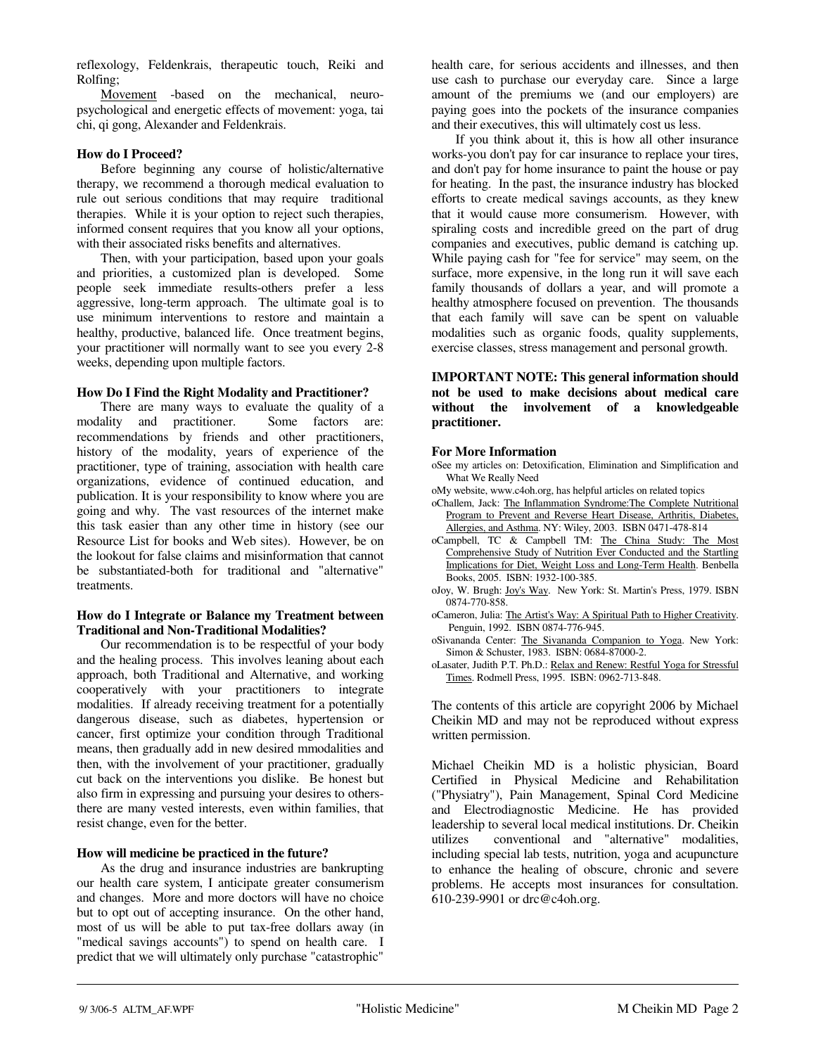reflexology, Feldenkrais, therapeutic touch, Reiki and Rolfing;

Movement -based on the mechanical, neuro-psychological and energetic effects of movement: yoga, tai chi, qi gong, Alexander and Feldenkrais.

**How do I Proceed?**

Before beginning any course of holistic/alternative therapy, we recommend a thorough medical evaluation to rule out serious conditions that may require traditional therapies. While it is your option to reject such therapies, informed consent requires that you know all your options, with their associated risks benefits and alternatives.

Then, with your participation, based upon your goals and priorities, a customized plan is developed. Some people seek immediate results-others prefer a less aggressive, long-term approach. The ultimate goal is to use minimum interventions to restore and maintain a healthy, productive, balanced life. Once treatment begins, your practitioner will normally want to see you every 2-8 weeks, depending upon multiple factors.

**How Do I Find the Right Modality and Practitioner?**

There are many ways to evaluate the quality of a modality and practitioner. Some factors are: recommendations by friends and other practitioners, history of the modality, years of experience of the practitioner, type of training, association with health care organizations, evidence of continued education, and publication. It is your responsibility to know where you are going and why. The vast resources of the internet make this task easier than any other time in history (see our Resource List for books and Web sites). However, be on the lookout for false claims and misinformation that cannot be substantiated-both for traditional and "alternative" treatments.

**How do I Integrate or Balance my Treatment between Traditional and Non-Traditional Modalities?**

Our recommendation is to be respectful of your body and the healing process. This involves leaning about each approach, both Traditional and Alternative, and working cooperatively with your practitioners to integrate modalities. If already receiving treatment for a potentially dangerous disease, such as diabetes, hypertension or cancer, first optimize your condition through Traditional means, then gradually add in new desired mmodalities and then, with the involvement of your practitioner, gradually cut back on the interventions you dislike. Be honest but also firm in expressing and pursuing your desires to others-there are many vested interests, even within families, that resist change, even for the better.

**How will medicine be practiced in the future?**

As the drug and insurance industries are bankrupting our health care system, I anticipate greater consumerism and changes. More and more doctors will have no choice but to opt out of accepting insurance. On the other hand, most of us will be able to put tax-free dollars away (in "medical savings accounts") to spend on health care. I predict that we will ultimately only purchase "catastrophic" health care, for serious accidents and illnesses, and then use cash to purchase our everyday care. Since a large amount of the premiums we (and our employers) are paying goes into the pockets of the insurance companies and their executives, this will ultimately cost us less.

If you think about it, this is how all other insurance works-you don't pay for car insurance to replace your tires, and don't pay for home insurance to paint the house or pay for heating. In the past, the insurance industry has blocked efforts to create medical savings accounts, as they knew that it would cause more consumerism. However, with spiraling costs and incredible greed on the part of drug companies and executives, public demand is catching up. While paying cash for "fee for service" may seem, on the surface, more expensive, in the long run it will save each family thousands of dollars a year, and will promote a healthy atmosphere focused on prevention. The thousands that each family will save can be spent on valuable modalities such as organic foods, quality supplements, exercise classes, stress management and personal growth.

**IMPORTANT NOTE: This general information should not be used to make decisions about medical care without the involvement of a knowledgeable practitioner.**

**For More Information**

- See my articles on: Detoxification, Elimination and Simplification and What We Really Need
- My website, www.c4oh.org, has helpful articles on related topics
- Challem, Jack: The Inflammation Syndrome:The Complete Nutritional Program to Prevent and Reverse Heart Disease, Arthritis, Diabetes, Allergies, and Asthma. NY: Wiley, 2003. ISBN 0471-478-814
- Campbell, TC & Campbell TM: The China Study: The Most Comprehensive Study of Nutrition Ever Conducted and the Startling Implications for Diet, Weight Loss and Long-Term Health. Benbella Books, 2005. ISBN: 1932-100-385.
- Joy, W. Brugh: Joy's Way. New York: St. Martin's Press, 1979. ISBN 0874-770-858.
- Cameron, Julia: The Artist's Way: A Spiritual Path to Higher Creativity. Penguin, 1992. ISBN 0874-776-945.
- Sivananda Center: The Sivananda Companion to Yoga. New York: Simon & Schuster, 1983. ISBN: 0684-87000-2.
- Lasater, Judith P.T. Ph.D.: Relax and Renew: Restful Yoga for Stressful Times. Rodmell Press, 1995. ISBN: 0962-713-848.

The contents of this article are copyright 2006 by Michael Cheikin MD and may not be reproduced without express written permission.

Michael Cheikin MD is a holistic physician, Board Certified in Physical Medicine and Rehabilitation ("Physiatry"), Pain Management, Spinal Cord Medicine and Electrodiagnostic Medicine. He has provided leadership to several local medical institutions. Dr. Cheikin utilizes conventional and "alternative" modalities, including special lab tests, nutrition, yoga and acupuncture to enhance the healing of obscure, chronic and severe problems. He accepts most insurances for consultation. 610-239-9901 or drc@c4oh.org.